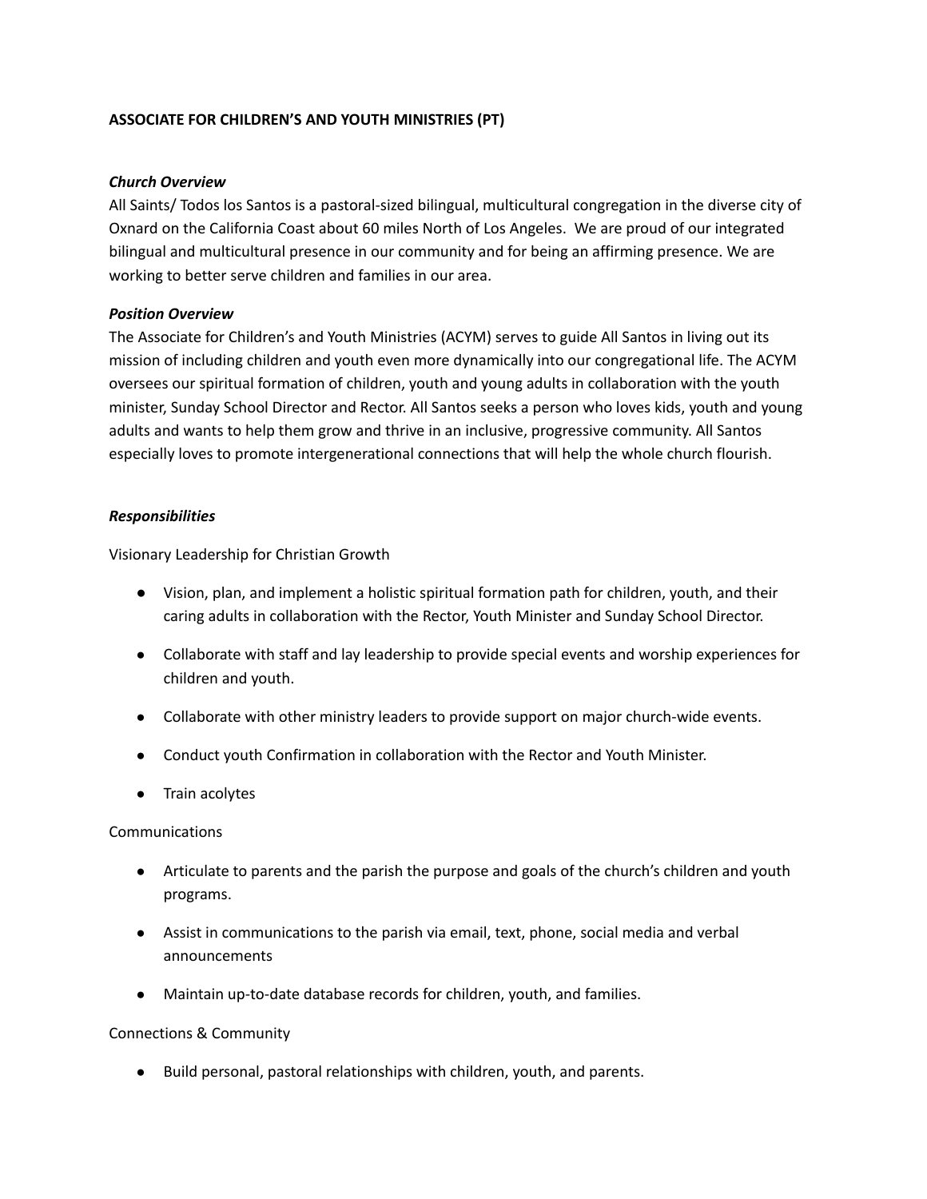**ASSOCIATE FOR CHILDREN'S AND YOUTH MINISTRIES (PT)**

***Church Overview***

All Saints/ Todos los Santos is a pastoral-sized bilingual, multicultural congregation in the diverse city of Oxnard on the California Coast about 60 miles North of Los Angeles. We are proud of our integrated bilingual and multicultural presence in our community and for being an affirming presence. We are working to better serve children and families in our area.

***Position Overview***

The Associate for Children's and Youth Ministries (ACYM) serves to guide All Santos in living out its mission of including children and youth even more dynamically into our congregational life. The ACYM oversees our spiritual formation of children, youth and young adults in collaboration with the youth minister, Sunday School Director and Rector. All Santos seeks a person who loves kids, youth and young adults and wants to help them grow and thrive in an inclusive, progressive community. All Santos especially loves to promote intergenerational connections that will help the whole church flourish.

***Responsibilities***

Visionary Leadership for Christian Growth

- Vision, plan, and implement a holistic spiritual formation path for children, youth, and their caring adults in collaboration with the Rector, Youth Minister and Sunday School Director.
- Collaborate with staff and lay leadership to provide special events and worship experiences for children and youth.
- Collaborate with other ministry leaders to provide support on major church-wide events.
- Conduct youth Confirmation in collaboration with the Rector and Youth Minister.
- Train acolytes

Communications

- Articulate to parents and the parish the purpose and goals of the church's children and youth programs.
- Assist in communications to the parish via email, text, phone, social media and verbal announcements
- Maintain up-to-date database records for children, youth, and families.

Connections & Community

- Build personal, pastoral relationships with children, youth, and parents.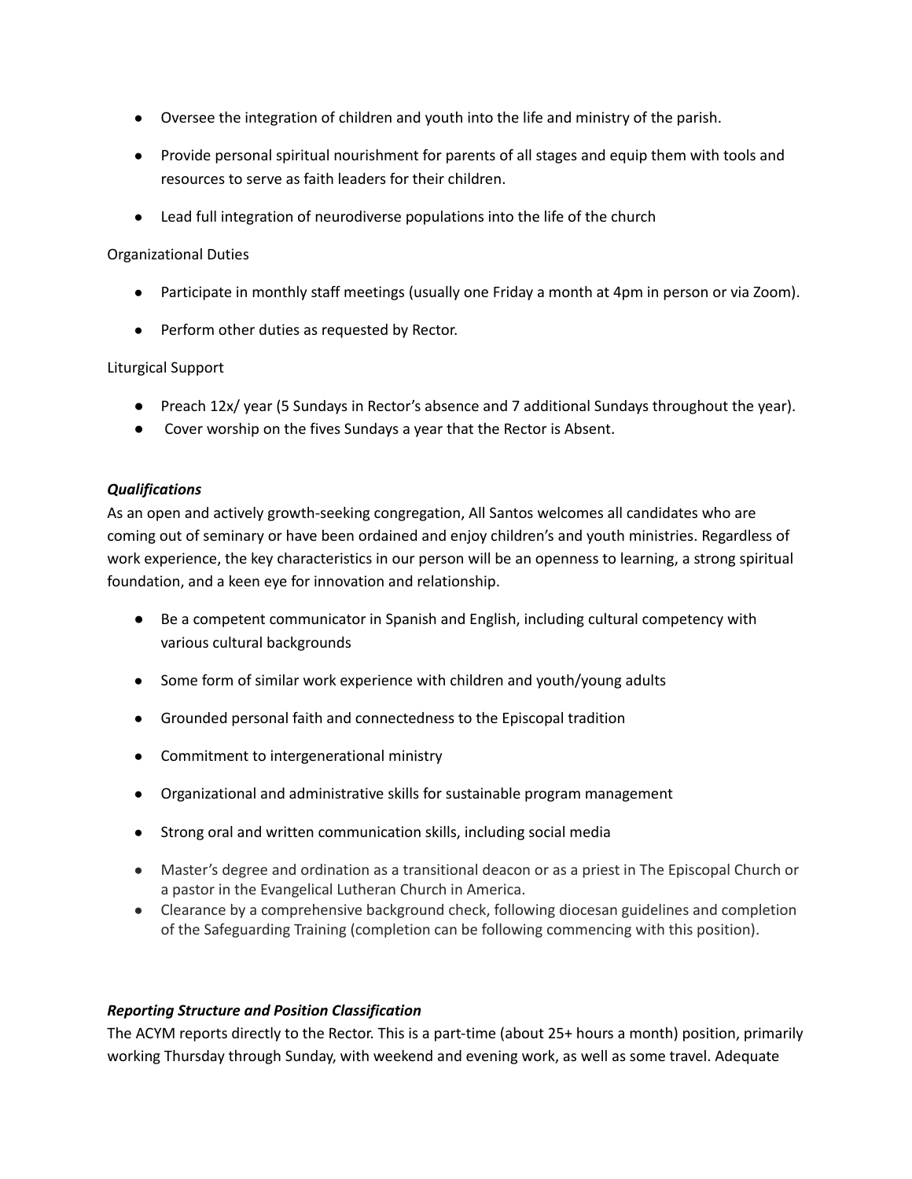- Oversee the integration of children and youth into the life and ministry of the parish.
- Provide personal spiritual nourishment for parents of all stages and equip them with tools and resources to serve as faith leaders for their children.
- Lead full integration of neurodiverse populations into the life of the church

Organizational Duties

- Participate in monthly staff meetings (usually one Friday a month at 4pm in person or via Zoom).
- Perform other duties as requested by Rector.

Liturgical Support

- Preach 12x/ year (5 Sundays in Rector's absence and 7 additional Sundays throughout the year).
- Cover worship on the fives Sundays a year that the Rector is Absent.

***Qualifications***

As an open and actively growth-seeking congregation, All Santos welcomes all candidates who are coming out of seminary or have been ordained and enjoy children's and youth ministries. Regardless of work experience, the key characteristics in our person will be an openness to learning, a strong spiritual foundation, and a keen eye for innovation and relationship.

- Be a competent communicator in Spanish and English, including cultural competency with various cultural backgrounds
- Some form of similar work experience with children and youth/young adults
- Grounded personal faith and connectedness to the Episcopal tradition
- Commitment to intergenerational ministry
- Organizational and administrative skills for sustainable program management
- Strong oral and written communication skills, including social media
- Master's degree and ordination as a transitional deacon or as a priest in The Episcopal Church or a pastor in the Evangelical Lutheran Church in America.
- Clearance by a comprehensive background check, following diocesan guidelines and completion of the Safeguarding Training (completion can be following commencing with this position).

***Reporting Structure and Position Classification***

The ACYM reports directly to the Rector. This is a part-time (about 25+ hours a month) position, primarily working Thursday through Sunday, with weekend and evening work, as well as some travel. Adequate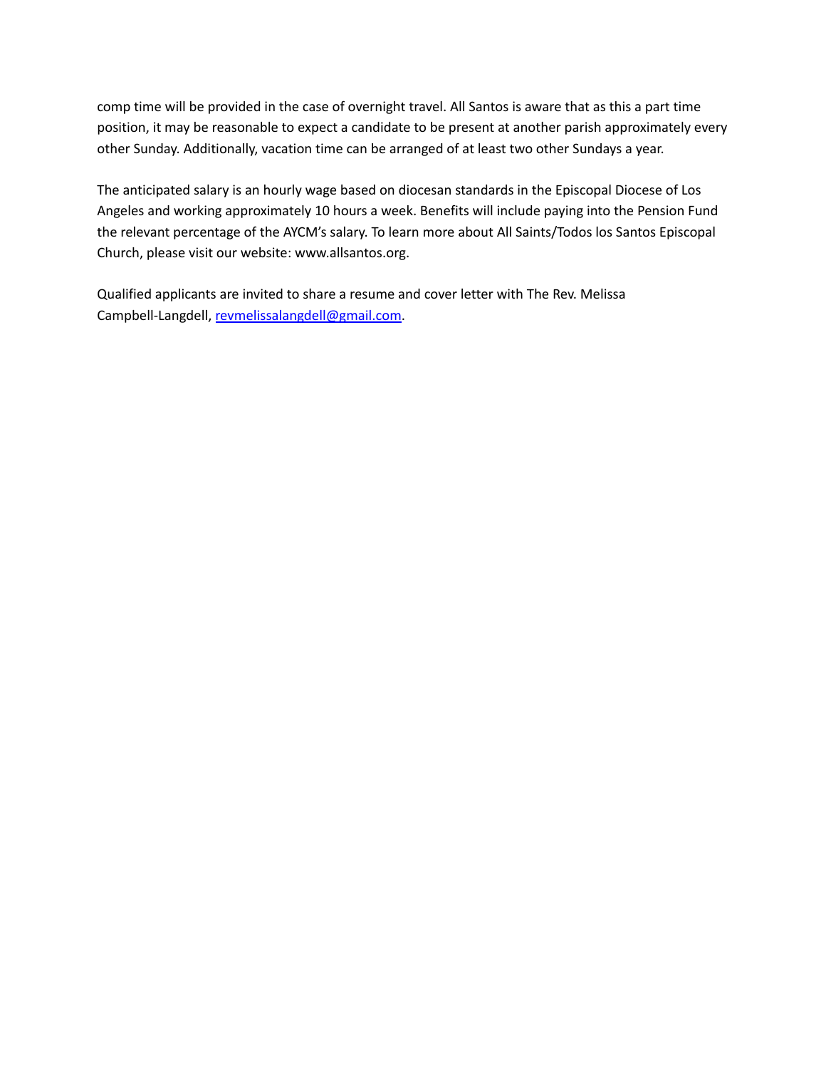comp time will be provided in the case of overnight travel. All Santos is aware that as this a part time position, it may be reasonable to expect a candidate to be present at another parish approximately every other Sunday. Additionally, vacation time can be arranged of at least two other Sundays a year.

The anticipated salary is an hourly wage based on diocesan standards in the Episcopal Diocese of Los Angeles and working approximately 10 hours a week. Benefits will include paying into the Pension Fund the relevant percentage of the AYCM's salary. To learn more about All Saints/Todos los Santos Episcopal Church, please visit our website: www.allsantos.org.

Qualified applicants are invited to share a resume and cover letter with The Rev. Melissa Campbell-Langdell, [revmelissalangdell@gmail.com](mailto:revmelissalangdell@gmail.com).